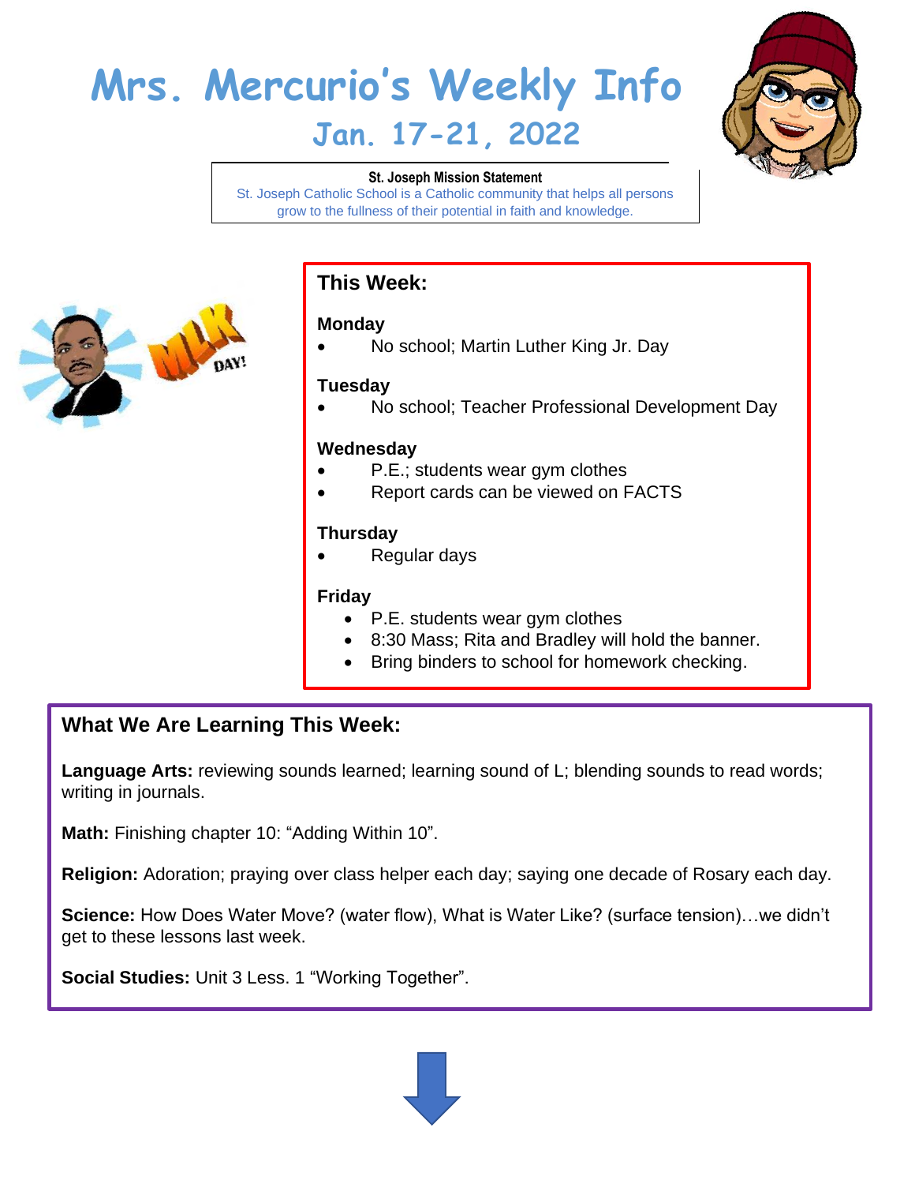# Mrs. Mercurio's Weekly Info

## Jan. 17-21, 2022

**St. Joseph Mission Statement**
St. Joseph Catholic School is a Catholic community that helps all persons grow to the fullness of their potential in faith and knowledge.

## This Week:

**Monday**

- No school; Martin Luther King Jr. Day

**Tuesday**

- No school; Teacher Professional Development Day

**Wednesday**

- P.E.; students wear gym clothes
- Report cards can be viewed on FACTS

**Thursday**

- Regular days

**Friday**

- P.E. students wear gym clothes
- 8:30 Mass; Rita and Bradley will hold the banner.
- Bring binders to school for homework checking.

## What We Are Learning This Week:

**Language Arts:** reviewing sounds learned; learning sound of L; blending sounds to read words; writing in journals.

**Math:** Finishing chapter 10: "Adding Within 10".

**Religion:** Adoration; praying over class helper each day; saying one decade of Rosary each day.

**Science:** How Does Water Move? (water flow), What is Water Like? (surface tension)…we didn't get to these lessons last week.

**Social Studies:** Unit 3 Less. 1 "Working Together".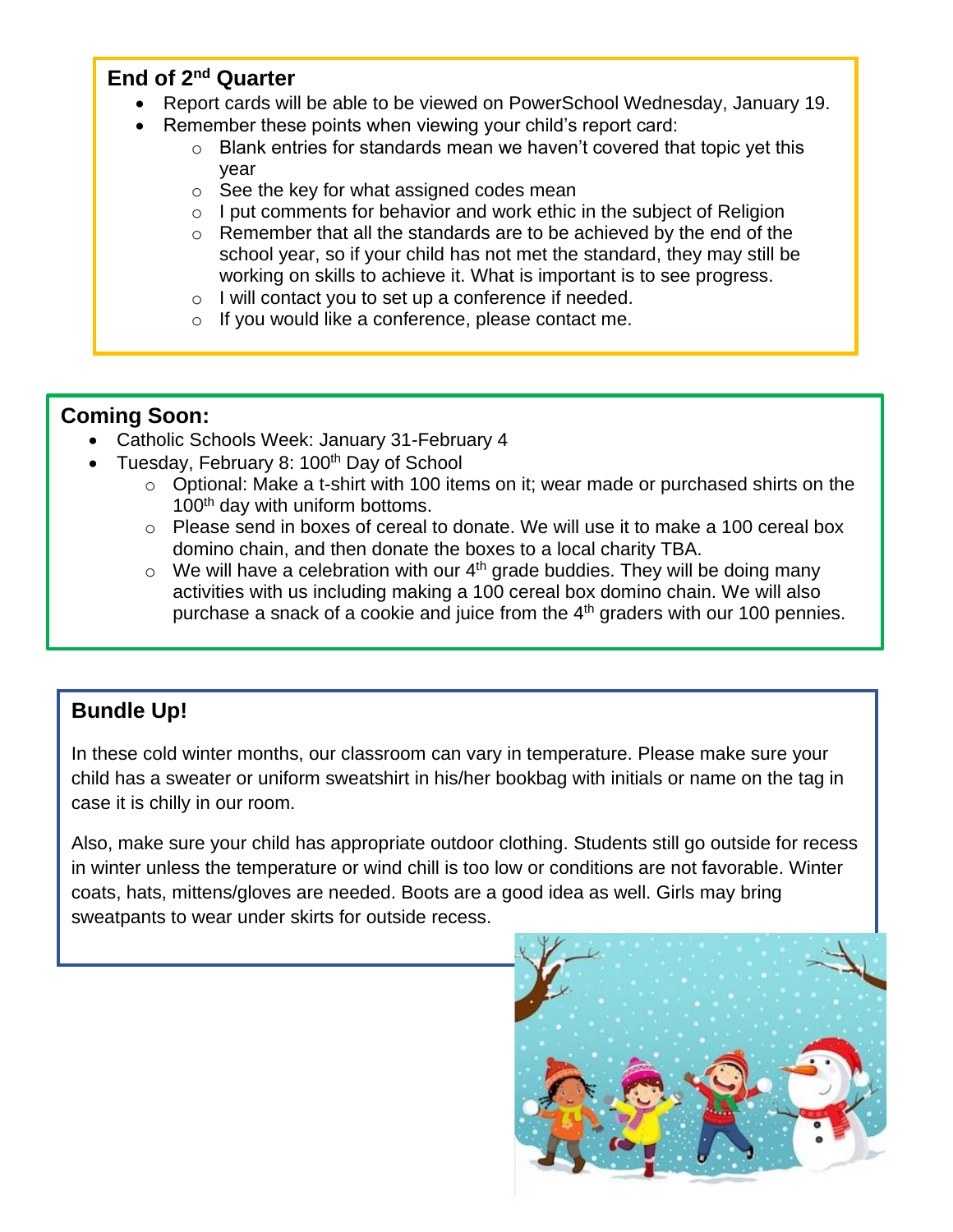## End of 2nd Quarter

- Report cards will be able to be viewed on PowerSchool Wednesday, January 19.
- Remember these points when viewing your child's report card:
  - Blank entries for standards mean we haven't covered that topic yet this year
  - See the key for what assigned codes mean
  - I put comments for behavior and work ethic in the subject of Religion
  - Remember that all the standards are to be achieved by the end of the school year, so if your child has not met the standard, they may still be working on skills to achieve it. What is important is to see progress.
  - I will contact you to set up a conference if needed.
  - If you would like a conference, please contact me.

## Coming Soon:

- Catholic Schools Week: January 31-February 4
- Tuesday, February 8: 100th Day of School
  - Optional: Make a t-shirt with 100 items on it; wear made or purchased shirts on the 100th day with uniform bottoms.
  - Please send in boxes of cereal to donate. We will use it to make a 100 cereal box domino chain, and then donate the boxes to a local charity TBA.
  - We will have a celebration with our 4th grade buddies. They will be doing many activities with us including making a 100 cereal box domino chain. We will also purchase a snack of a cookie and juice from the 4th graders with our 100 pennies.

## Bundle Up!

In these cold winter months, our classroom can vary in temperature. Please make sure your child has a sweater or uniform sweatshirt in his/her bookbag with initials or name on the tag in case it is chilly in our room.

Also, make sure your child has appropriate outdoor clothing. Students still go outside for recess in winter unless the temperature or wind chill is too low or conditions are not favorable. Winter coats, hats, mittens/gloves are needed. Boots are a good idea as well. Girls may bring sweatpants to wear under skirts for outside recess.